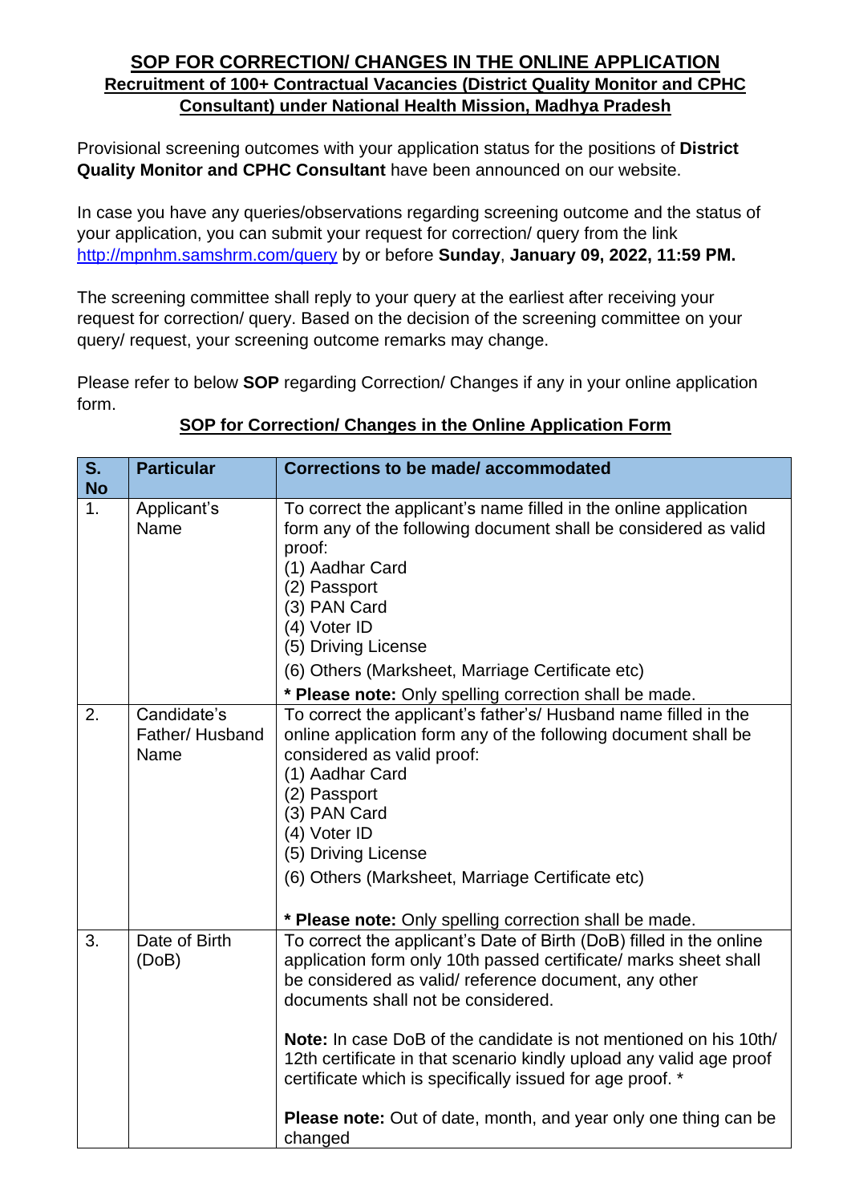## SOP FOR CORRECTION/ CHANGES IN THE ONLINE APPLICATION

### Recruitment of 100+ Contractual Vacancies (District Quality Monitor and CPHC Consultant) under National Health Mission, Madhya Pradesh

Provisional screening outcomes with your application status for the positions of **District Quality Monitor and CPHC Consultant** have been announced on our website.

In case you have any queries/observations regarding screening outcome and the status of your application, you can submit your request for correction/ query from the link http://mpnhm.samshrm.com/query by or before **Sunday**, **January 09, 2022, 11:59 PM.**

The screening committee shall reply to your query at the earliest after receiving your request for correction/ query. Based on the decision of the screening committee on your query/ request, your screening outcome remarks may change.

Please refer to below **SOP** regarding Correction/ Changes if any in your online application form.

### SOP for Correction/ Changes in the Online Application Form

| S. No | Particular | Corrections to be made/ accommodated |
|---|---|---|
| 1. | Applicant's Name | To correct the applicant's name filled in the online application form any of the following document shall be considered as valid proof:<br>(1) Aadhar Card<br>(2) Passport<br>(3) PAN Card<br>(4) Voter ID<br>(5) Driving License<br>(6) Others (Marksheet, Marriage Certificate etc)<br>**\* Please note:** Only spelling correction shall be made. |
| 2. | Candidate's Father/ Husband Name | To correct the applicant's father's/ Husband name filled in the online application form any of the following document shall be considered as valid proof:<br>(1) Aadhar Card<br>(2) Passport<br>(3) PAN Card<br>(4) Voter ID<br>(5) Driving License<br>(6) Others (Marksheet, Marriage Certificate etc)<br>**\* Please note:** Only spelling correction shall be made. |
| 3. | Date of Birth (DoB) | To correct the applicant's Date of Birth (DoB) filled in the online application form only 10th passed certificate/ marks sheet shall be considered as valid/ reference document, any other documents shall not be considered.<br><br>**Note:** In case DoB of the candidate is not mentioned on his 10th/ 12th certificate in that scenario kindly upload any valid age proof certificate which is specifically issued for age proof. \*<br><br>**Please note:** Out of date, month, and year only one thing can be changed |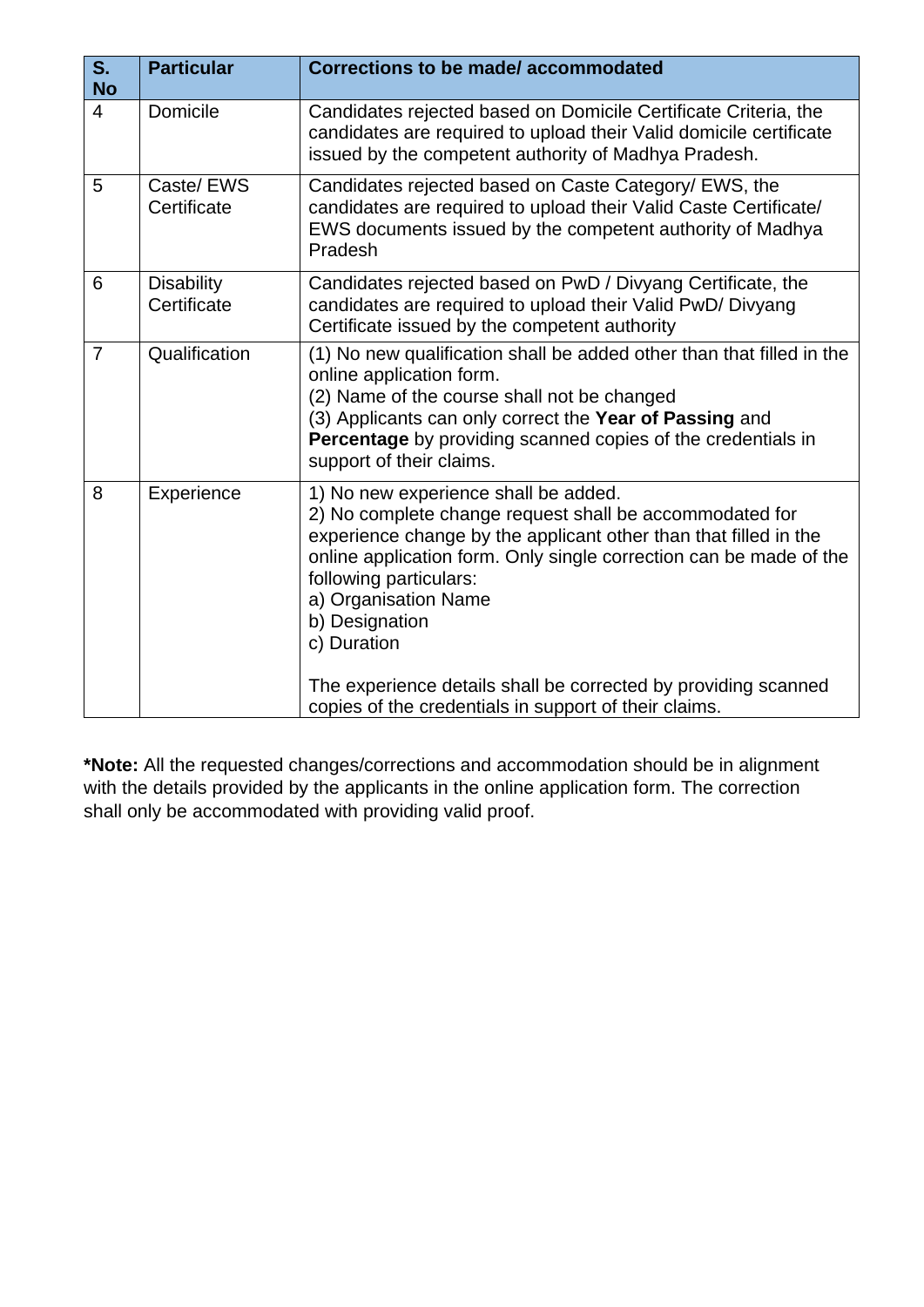| S. No | Particular | Corrections to be made/ accommodated |
| --- | --- | --- |
| 4 | Domicile | Candidates rejected based on Domicile Certificate Criteria, the candidates are required to upload their Valid domicile certificate issued by the competent authority of Madhya Pradesh. |
| 5 | Caste/ EWS Certificate | Candidates rejected based on Caste Category/ EWS, the candidates are required to upload their Valid Caste Certificate/ EWS documents issued by the competent authority of Madhya Pradesh |
| 6 | Disability Certificate | Candidates rejected based on PwD / Divyang Certificate, the candidates are required to upload their Valid PwD/ Divyang Certificate issued by the competent authority |
| 7 | Qualification | (1) No new qualification shall be added other than that filled in the online application form.<br>(2) Name of the course shall not be changed<br>(3) Applicants can only correct the **Year of Passing** and **Percentage** by providing scanned copies of the credentials in support of their claims. |
| 8 | Experience | 1) No new experience shall be added.<br>2) No complete change request shall be accommodated for experience change by the applicant other than that filled in the online application form. Only single correction can be made of the following particulars:<br>a) Organisation Name<br>b) Designation<br>c) Duration<br><br>The experience details shall be corrected by providing scanned copies of the credentials in support of their claims. |

***Note:** All the requested changes/corrections and accommodation should be in alignment with the details provided by the applicants in the online application form. The correction shall only be accommodated with providing valid proof.